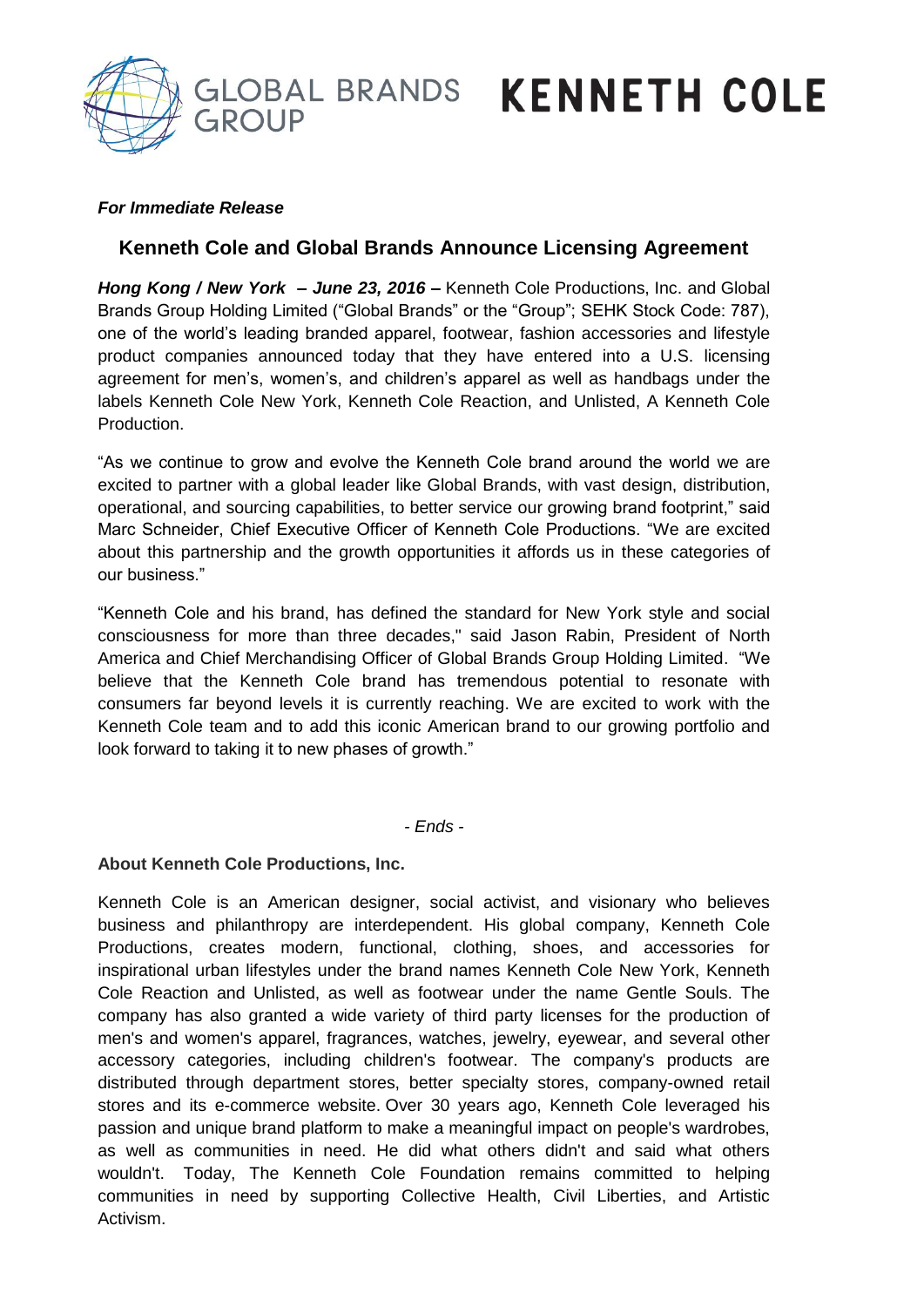GLOBAL BRANDS GROUP **KENNETH COLE**

***For Immediate Release***

## Kenneth Cole and Global Brands Announce Licensing Agreement

***Hong Kong / New York – June 23, 2016 –*** Kenneth Cole Productions, Inc. and Global Brands Group Holding Limited ("Global Brands" or the "Group"; SEHK Stock Code: 787), one of the world's leading branded apparel, footwear, fashion accessories and lifestyle product companies announced today that they have entered into a U.S. licensing agreement for men's, women's, and children's apparel as well as handbags under the labels Kenneth Cole New York, Kenneth Cole Reaction, and Unlisted, A Kenneth Cole Production.

"As we continue to grow and evolve the Kenneth Cole brand around the world we are excited to partner with a global leader like Global Brands, with vast design, distribution, operational, and sourcing capabilities, to better service our growing brand footprint," said Marc Schneider, Chief Executive Officer of Kenneth Cole Productions. "We are excited about this partnership and the growth opportunities it affords us in these categories of our business."

"Kenneth Cole and his brand, has defined the standard for New York style and social consciousness for more than three decades," said Jason Rabin, President of North America and Chief Merchandising Officer of Global Brands Group Holding Limited. "We believe that the Kenneth Cole brand has tremendous potential to resonate with consumers far beyond levels it is currently reaching. We are excited to work with the Kenneth Cole team and to add this iconic American brand to our growing portfolio and look forward to taking it to new phases of growth."

*- Ends -*

**About Kenneth Cole Productions, Inc.**

Kenneth Cole is an American designer, social activist, and visionary who believes business and philanthropy are interdependent. His global company, Kenneth Cole Productions, creates modern, functional, clothing, shoes, and accessories for inspirational urban lifestyles under the brand names Kenneth Cole New York, Kenneth Cole Reaction and Unlisted, as well as footwear under the name Gentle Souls. The company has also granted a wide variety of third party licenses for the production of men's and women's apparel, fragrances, watches, jewelry, eyewear, and several other accessory categories, including children's footwear. The company's products are distributed through department stores, better specialty stores, company-owned retail stores and its e-commerce website. Over 30 years ago, Kenneth Cole leveraged his passion and unique brand platform to make a meaningful impact on people's wardrobes, as well as communities in need. He did what others didn't and said what others wouldn't. Today, The Kenneth Cole Foundation remains committed to helping communities in need by supporting Collective Health, Civil Liberties, and Artistic Activism.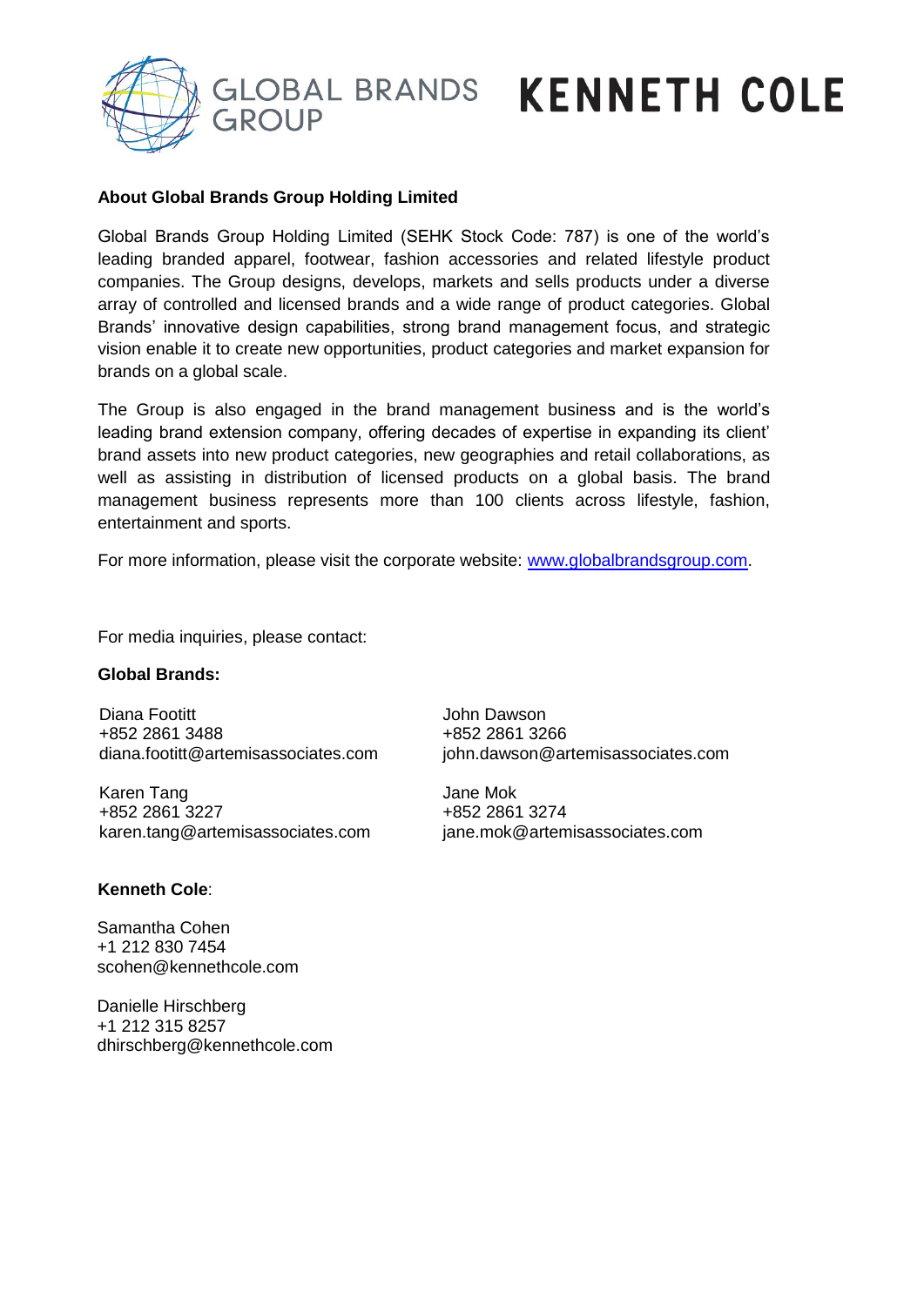GLOBAL BRANDS GROUP KENNETH COLE

**About Global Brands Group Holding Limited**

Global Brands Group Holding Limited (SEHK Stock Code: 787) is one of the world's leading branded apparel, footwear, fashion accessories and related lifestyle product companies. The Group designs, develops, markets and sells products under a diverse array of controlled and licensed brands and a wide range of product categories. Global Brands' innovative design capabilities, strong brand management focus, and strategic vision enable it to create new opportunities, product categories and market expansion for brands on a global scale.

The Group is also engaged in the brand management business and is the world's leading brand extension company, offering decades of expertise in expanding its client' brand assets into new product categories, new geographies and retail collaborations, as well as assisting in distribution of licensed products on a global basis. The brand management business represents more than 100 clients across lifestyle, fashion, entertainment and sports.

For more information, please visit the corporate website: www.globalbrandsgroup.com.

For media inquiries, please contact:

**Global Brands:**

Diana Footitt
+852 2861 3488
diana.footitt@artemisassociates.com

John Dawson
+852 2861 3266
john.dawson@artemisassociates.com

Karen Tang
+852 2861 3227
karen.tang@artemisassociates.com

Jane Mok
+852 2861 3274
jane.mok@artemisassociates.com

**Kenneth Cole**:

Samantha Cohen
+1 212 830 7454
scohen@kennethcole.com

Danielle Hirschberg
+1 212 315 8257
dhirschberg@kennethcole.com